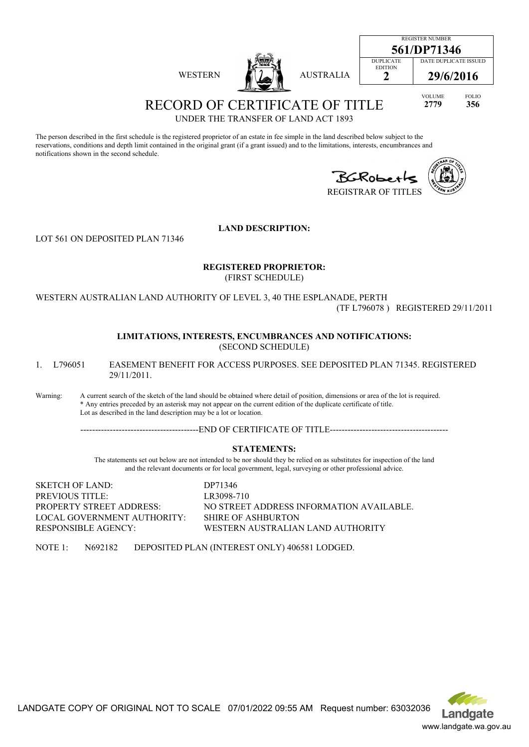| REGISTER NUMBER | |
|---|---|
| **561/DP71346** | |
| DUPLICATE EDITION | DATE DUPLICATE ISSUED |
| **2** | **29/6/2016** |

WESTERN AUSTRALIA

VOLUME **2779** FOLIO **356**

# RECORD OF CERTIFICATE OF TITLE

UNDER THE TRANSFER OF LAND ACT 1893

The person described in the first schedule is the registered proprietor of an estate in fee simple in the land described below subject to the reservations, conditions and depth limit contained in the original grant (if a grant issued) and to the limitations, interests, encumbrances and notifications shown in the second schedule.

BGRoberts
REGISTRAR OF TITLES

**LAND DESCRIPTION:**

LOT 561 ON DEPOSITED PLAN 71346

**REGISTERED PROPRIETOR:**
(FIRST SCHEDULE)

WESTERN AUSTRALIAN LAND AUTHORITY OF LEVEL 3, 40 THE ESPLANADE, PERTH
(TF L796078 ) REGISTERED 29/11/2011

**LIMITATIONS, INTERESTS, ENCUMBRANCES AND NOTIFICATIONS:**
(SECOND SCHEDULE)

1. L796051 EASEMENT BENEFIT FOR ACCESS PURPOSES. SEE DEPOSITED PLAN 71345. REGISTERED 29/11/2011.

Warning: A current search of the sketch of the land should be obtained where detail of position, dimensions or area of the lot is required.
* Any entries preceded by an asterisk may not appear on the current edition of the duplicate certificate of title.
Lot as described in the land description may be a lot or location.

----------------------------------------END OF CERTIFICATE OF TITLE----------------------------------------

**STATEMENTS:**

The statements set out below are not intended to be nor should they be relied on as substitutes for inspection of the land and the relevant documents or for local government, legal, surveying or other professional advice.

| | |
|---|---|
| SKETCH OF LAND: | DP71346 |
| PREVIOUS TITLE: | LR3098-710 |
| PROPERTY STREET ADDRESS: | NO STREET ADDRESS INFORMATION AVAILABLE. |
| LOCAL GOVERNMENT AUTHORITY: | SHIRE OF ASHBURTON |
| RESPONSIBLE AGENCY: | WESTERN AUSTRALIAN LAND AUTHORITY |

NOTE 1: N692182 DEPOSITED PLAN (INTEREST ONLY) 406581 LODGED.

LANDGATE COPY OF ORIGINAL NOT TO SCALE 07/01/2022 09:55 AM Request number: 63032036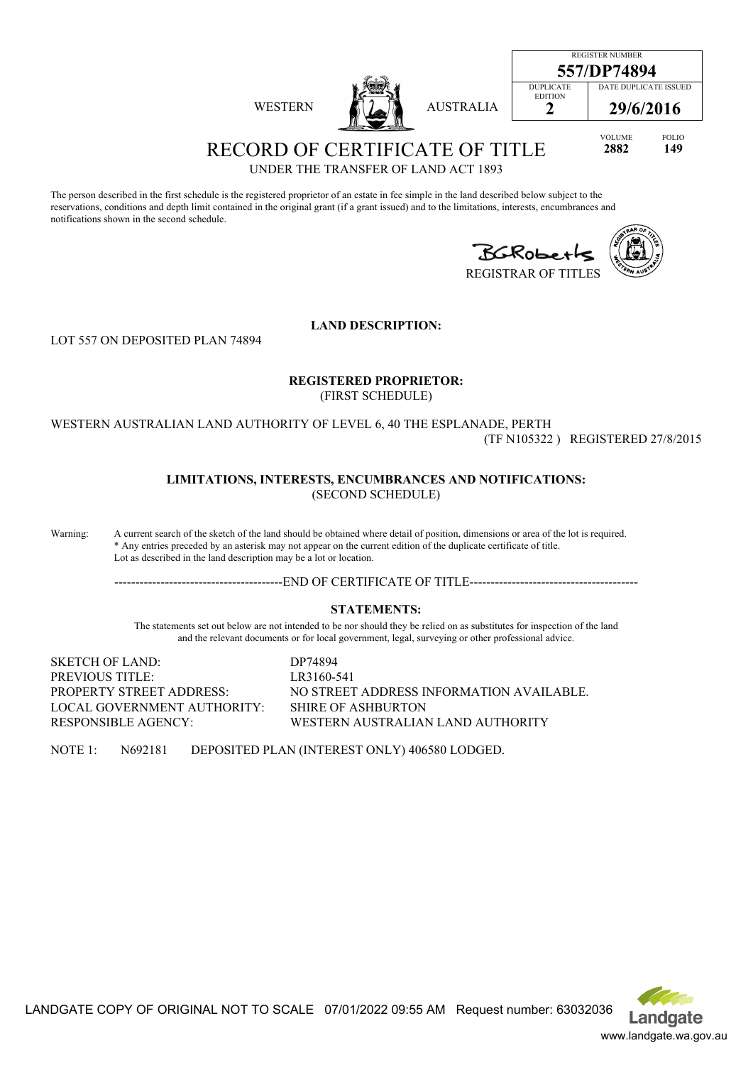REGISTER NUMBER
**557/DP74894**

| DUPLICATE EDITION | DATE DUPLICATE ISSUED |
|---|---|
| **2** | **29/6/2016** |

WESTERN AUSTRALIA

| VOLUME | FOLIO |
|---|---|
| **2882** | **149** |

# RECORD OF CERTIFICATE OF TITLE

UNDER THE TRANSFER OF LAND ACT 1893

The person described in the first schedule is the registered proprietor of an estate in fee simple in the land described below subject to the reservations, conditions and depth limit contained in the original grant (if a grant issued) and to the limitations, interests, encumbrances and notifications shown in the second schedule.

BGRoberts
REGISTRAR OF TITLES

**LAND DESCRIPTION:**

LOT 557 ON DEPOSITED PLAN 74894

**REGISTERED PROPRIETOR:**
(FIRST SCHEDULE)

WESTERN AUSTRALIAN LAND AUTHORITY OF LEVEL 6, 40 THE ESPLANADE, PERTH
(TF N105322 ) REGISTERED 27/8/2015

**LIMITATIONS, INTERESTS, ENCUMBRANCES AND NOTIFICATIONS:**
(SECOND SCHEDULE)

Warning: A current search of the sketch of the land should be obtained where detail of position, dimensions or area of the lot is required.
* Any entries preceded by an asterisk may not appear on the current edition of the duplicate certificate of title.
Lot as described in the land description may be a lot or location.

----------------------------------------END OF CERTIFICATE OF TITLE----------------------------------------

**STATEMENTS:**

The statements set out below are not intended to be nor should they be relied on as substitutes for inspection of the land and the relevant documents or for local government, legal, surveying or other professional advice.

| | |
|---|---|
| SKETCH OF LAND: | DP74894 |
| PREVIOUS TITLE: | LR3160-541 |
| PROPERTY STREET ADDRESS: | NO STREET ADDRESS INFORMATION AVAILABLE. |
| LOCAL GOVERNMENT AUTHORITY: | SHIRE OF ASHBURTON |
| RESPONSIBLE AGENCY: | WESTERN AUSTRALIAN LAND AUTHORITY |

NOTE 1: N692181 DEPOSITED PLAN (INTEREST ONLY) 406580 LODGED.

LANDGATE COPY OF ORIGINAL NOT TO SCALE 07/01/2022 09:55 AM Request number: 63032036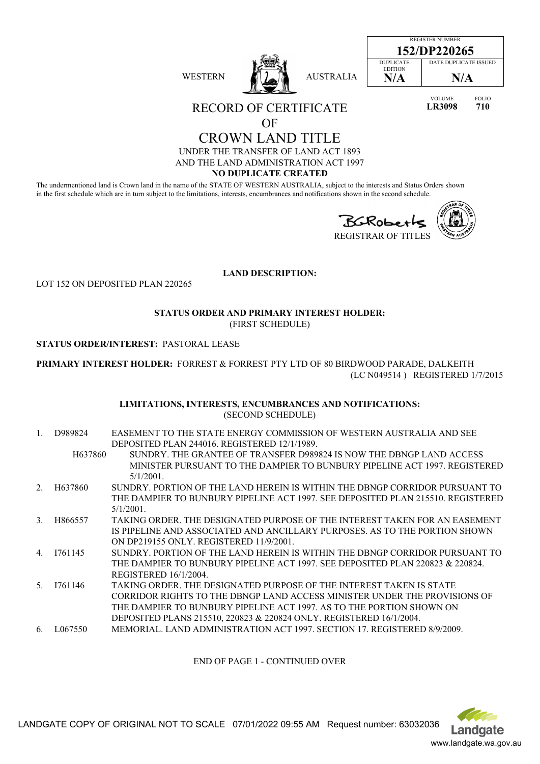| REGISTER NUMBER | |
|---|---|
| **152/DP220265** | |
| DUPLICATE EDITION | DATE DUPLICATE ISSUED |
| **N/A** | **N/A** |

WESTERN AUSTRALIA

| VOLUME | FOLIO |
|---|---|
| **LR3098** | **710** |

# RECORD OF CERTIFICATE OF CROWN LAND TITLE

UNDER THE TRANSFER OF LAND ACT 1893
AND THE LAND ADMINISTRATION ACT 1997

**NO DUPLICATE CREATED**

The undermentioned land is Crown land in the name of the STATE OF WESTERN AUSTRALIA, subject to the interests and Status Orders shown in the first schedule which are in turn subject to the limitations, interests, encumbrances and notifications shown in the second schedule.

BGRoberts
REGISTRAR OF TITLES

**LAND DESCRIPTION:**

LOT 152 ON DEPOSITED PLAN 220265

**STATUS ORDER AND PRIMARY INTEREST HOLDER:**
(FIRST SCHEDULE)

**STATUS ORDER/INTEREST:** PASTORAL LEASE

**PRIMARY INTEREST HOLDER:** FORREST & FORREST PTY LTD OF 80 BIRDWOOD PARADE, DALKEITH (LC N049514 ) REGISTERED 1/7/2015

**LIMITATIONS, INTERESTS, ENCUMBRANCES AND NOTIFICATIONS:**
(SECOND SCHEDULE)

1. D989824 EASEMENT TO THE STATE ENERGY COMMISSION OF WESTERN AUSTRALIA AND SEE DEPOSITED PLAN 244016. REGISTERED 12/1/1989.
   H637860 SUNDRY. THE GRANTEE OF TRANSFER D989824 IS NOW THE DBNGP LAND ACCESS MINISTER PURSUANT TO THE DAMPIER TO BUNBURY PIPELINE ACT 1997. REGISTERED 5/1/2001.
2. H637860 SUNDRY. PORTION OF THE LAND HEREIN IS WITHIN THE DBNGP CORRIDOR PURSUANT TO THE DAMPIER TO BUNBURY PIPELINE ACT 1997. SEE DEPOSITED PLAN 215510. REGISTERED 5/1/2001.
3. H866557 TAKING ORDER. THE DESIGNATED PURPOSE OF THE INTEREST TAKEN FOR AN EASEMENT IS PIPELINE AND ASSOCIATED AND ANCILLARY PURPOSES. AS TO THE PORTION SHOWN ON DP219155 ONLY. REGISTERED 11/9/2001.
4. I761145 SUNDRY. PORTION OF THE LAND HEREIN IS WITHIN THE DBNGP CORRIDOR PURSUANT TO THE DAMPIER TO BUNBURY PIPELINE ACT 1997. SEE DEPOSITED PLAN 220823 & 220824. REGISTERED 16/1/2004.
5. I761146 TAKING ORDER. THE DESIGNATED PURPOSE OF THE INTEREST TAKEN IS STATE CORRIDOR RIGHTS TO THE DBNGP LAND ACCESS MINISTER UNDER THE PROVISIONS OF THE DAMPIER TO BUNBURY PIPELINE ACT 1997. AS TO THE PORTION SHOWN ON DEPOSITED PLANS 215510, 220823 & 220824 ONLY. REGISTERED 16/1/2004.
6. L067550 MEMORIAL. LAND ADMINISTRATION ACT 1997. SECTION 17. REGISTERED 8/9/2009.

END OF PAGE 1 - CONTINUED OVER

LANDGATE COPY OF ORIGINAL NOT TO SCALE 07/01/2022 09:55 AM Request number: 63032036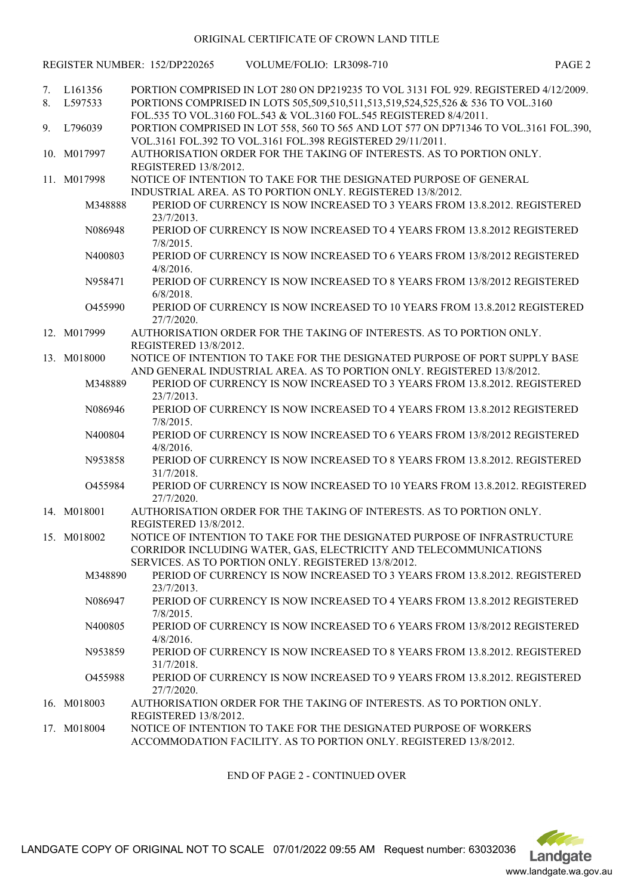ORIGINAL CERTIFICATE OF CROWN LAND TITLE

REGISTER NUMBER: 152/DP220265 VOLUME/FOLIO: LR3098-710

7. L161356 PORTION COMPRISED IN LOT 280 ON DP219235 TO VOL 3131 FOL 929. REGISTERED 4/12/2009.
8. L597533 PORTIONS COMPRISED IN LOTS 505,509,510,511,513,519,524,525,526 & 536 TO VOL.3160 FOL.535 TO VOL.3160 FOL.543 & VOL.3160 FOL.545 REGISTERED 8/4/2011.
9. L796039 PORTION COMPRISED IN LOT 558, 560 TO 565 AND LOT 577 ON DP71346 TO VOL.3161 FOL.390, VOL.3161 FOL.392 TO VOL.3161 FOL.398 REGISTERED 29/11/2011.
10. M017997 AUTHORISATION ORDER FOR THE TAKING OF INTERESTS. AS TO PORTION ONLY. REGISTERED 13/8/2012.
11. M017998 NOTICE OF INTENTION TO TAKE FOR THE DESIGNATED PURPOSE OF GENERAL INDUSTRIAL AREA. AS TO PORTION ONLY. REGISTERED 13/8/2012.
    - M348888 PERIOD OF CURRENCY IS NOW INCREASED TO 3 YEARS FROM 13.8.2012. REGISTERED 23/7/2013.
    - N086948 PERIOD OF CURRENCY IS NOW INCREASED TO 4 YEARS FROM 13.8.2012 REGISTERED 7/8/2015.
    - N400803 PERIOD OF CURRENCY IS NOW INCREASED TO 6 YEARS FROM 13/8/2012 REGISTERED 4/8/2016.
    - N958471 PERIOD OF CURRENCY IS NOW INCREASED TO 8 YEARS FROM 13/8/2012 REGISTERED 6/8/2018.
    - O455990 PERIOD OF CURRENCY IS NOW INCREASED TO 10 YEARS FROM 13.8.2012 REGISTERED 27/7/2020.
12. M017999 AUTHORISATION ORDER FOR THE TAKING OF INTERESTS. AS TO PORTION ONLY. REGISTERED 13/8/2012.
13. M018000 NOTICE OF INTENTION TO TAKE FOR THE DESIGNATED PURPOSE OF PORT SUPPLY BASE AND GENERAL INDUSTRIAL AREA. AS TO PORTION ONLY. REGISTERED 13/8/2012.
    - M348889 PERIOD OF CURRENCY IS NOW INCREASED TO 3 YEARS FROM 13.8.2012. REGISTERED 23/7/2013.
    - N086946 PERIOD OF CURRENCY IS NOW INCREASED TO 4 YEARS FROM 13.8.2012 REGISTERED 7/8/2015.
    - N400804 PERIOD OF CURRENCY IS NOW INCREASED TO 6 YEARS FROM 13/8/2012 REGISTERED 4/8/2016.
    - N953858 PERIOD OF CURRENCY IS NOW INCREASED TO 8 YEARS FROM 13.8.2012. REGISTERED 31/7/2018.
    - O455984 PERIOD OF CURRENCY IS NOW INCREASED TO 10 YEARS FROM 13.8.2012. REGISTERED 27/7/2020.
14. M018001 AUTHORISATION ORDER FOR THE TAKING OF INTERESTS. AS TO PORTION ONLY. REGISTERED 13/8/2012.
15. M018002 NOTICE OF INTENTION TO TAKE FOR THE DESIGNATED PURPOSE OF INFRASTRUCTURE CORRIDOR INCLUDING WATER, GAS, ELECTRICITY AND TELECOMMUNICATIONS SERVICES. AS TO PORTION ONLY. REGISTERED 13/8/2012.
    - M348890 PERIOD OF CURRENCY IS NOW INCREASED TO 3 YEARS FROM 13.8.2012. REGISTERED 23/7/2013.
    - N086947 PERIOD OF CURRENCY IS NOW INCREASED TO 4 YEARS FROM 13.8.2012 REGISTERED 7/8/2015.
    - N400805 PERIOD OF CURRENCY IS NOW INCREASED TO 6 YEARS FROM 13/8/2012 REGISTERED 4/8/2016.
    - N953859 PERIOD OF CURRENCY IS NOW INCREASED TO 8 YEARS FROM 13.8.2012. REGISTERED 31/7/2018.
    - O455988 PERIOD OF CURRENCY IS NOW INCREASED TO 9 YEARS FROM 13.8.2012. REGISTERED 27/7/2020.
16. M018003 AUTHORISATION ORDER FOR THE TAKING OF INTERESTS. AS TO PORTION ONLY. REGISTERED 13/8/2012.
17. M018004 NOTICE OF INTENTION TO TAKE FOR THE DESIGNATED PURPOSE OF WORKERS ACCOMMODATION FACILITY. AS TO PORTION ONLY. REGISTERED 13/8/2012.

END OF PAGE 2 - CONTINUED OVER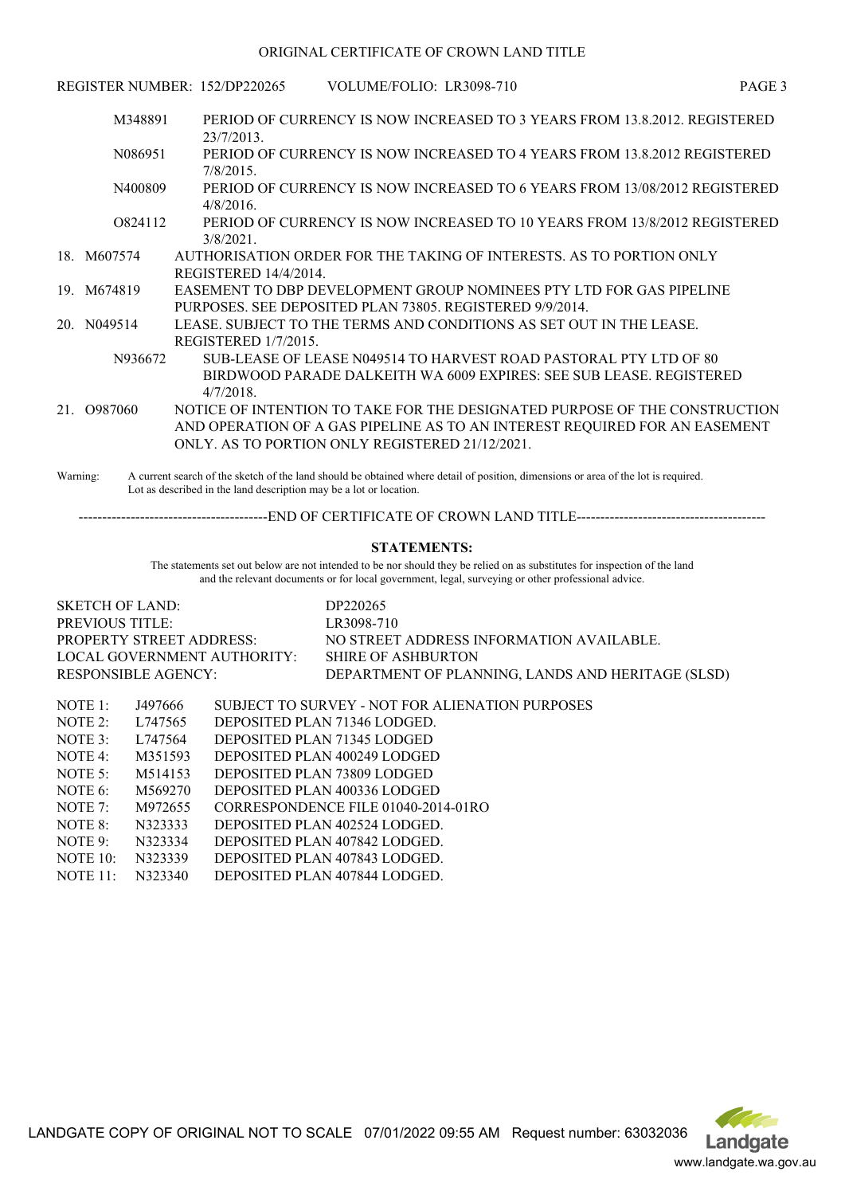ORIGINAL CERTIFICATE OF CROWN LAND TITLE

REGISTER NUMBER: 152/DP220265 VOLUME/FOLIO: LR3098-710

M348891 PERIOD OF CURRENCY IS NOW INCREASED TO 3 YEARS FROM 13.8.2012. REGISTERED 23/7/2013.

N086951 PERIOD OF CURRENCY IS NOW INCREASED TO 4 YEARS FROM 13.8.2012 REGISTERED 7/8/2015.

N400809 PERIOD OF CURRENCY IS NOW INCREASED TO 6 YEARS FROM 13/08/2012 REGISTERED 4/8/2016.

O824112 PERIOD OF CURRENCY IS NOW INCREASED TO 10 YEARS FROM 13/8/2012 REGISTERED 3/8/2021.

18. M607574 AUTHORISATION ORDER FOR THE TAKING OF INTERESTS. AS TO PORTION ONLY REGISTERED 14/4/2014.

19. M674819 EASEMENT TO DBP DEVELOPMENT GROUP NOMINEES PTY LTD FOR GAS PIPELINE PURPOSES. SEE DEPOSITED PLAN 73805. REGISTERED 9/9/2014.

20. N049514 LEASE. SUBJECT TO THE TERMS AND CONDITIONS AS SET OUT IN THE LEASE. REGISTERED 1/7/2015.

N936672 SUB-LEASE OF LEASE N049514 TO HARVEST ROAD PASTORAL PTY LTD OF 80 BIRDWOOD PARADE DALKEITH WA 6009 EXPIRES: SEE SUB LEASE. REGISTERED 4/7/2018.

21. O987060 NOTICE OF INTENTION TO TAKE FOR THE DESIGNATED PURPOSE OF THE CONSTRUCTION AND OPERATION OF A GAS PIPELINE AS TO AN INTEREST REQUIRED FOR AN EASEMENT ONLY. AS TO PORTION ONLY REGISTERED 21/12/2021.

Warning: A current search of the sketch of the land should be obtained where detail of position, dimensions or area of the lot is required. Lot as described in the land description may be a lot or location.

----------------------------------------END OF CERTIFICATE OF CROWN LAND TITLE----------------------------------------

## STATEMENTS:

The statements set out below are not intended to be nor should they be relied on as substitutes for inspection of the land and the relevant documents or for local government, legal, surveying or other professional advice.

| | |
|---|---|
| SKETCH OF LAND: | DP220265 |
| PREVIOUS TITLE: | LR3098-710 |
| PROPERTY STREET ADDRESS: | NO STREET ADDRESS INFORMATION AVAILABLE. |
| LOCAL GOVERNMENT AUTHORITY: | SHIRE OF ASHBURTON |
| RESPONSIBLE AGENCY: | DEPARTMENT OF PLANNING, LANDS AND HERITAGE (SLSD) |

| | | |
|---|---|---|
| NOTE 1: | J497666 | SUBJECT TO SURVEY - NOT FOR ALIENATION PURPOSES |
| NOTE 2: | L747565 | DEPOSITED PLAN 71346 LODGED. |
| NOTE 3: | L747564 | DEPOSITED PLAN 71345 LODGED |
| NOTE 4: | M351593 | DEPOSITED PLAN 400249 LODGED |
| NOTE 5: | M514153 | DEPOSITED PLAN 73809 LODGED |
| NOTE 6: | M569270 | DEPOSITED PLAN 400336 LODGED |
| NOTE 7: | M972655 | CORRESPONDENCE FILE 01040-2014-01RO |
| NOTE 8: | N323333 | DEPOSITED PLAN 402524 LODGED. |
| NOTE 9: | N323334 | DEPOSITED PLAN 407842 LODGED. |
| NOTE 10: | N323339 | DEPOSITED PLAN 407843 LODGED. |
| NOTE 11: | N323340 | DEPOSITED PLAN 407844 LODGED. |

LANDGATE COPY OF ORIGINAL NOT TO SCALE 07/01/2022 09:55 AM Request number: 63032036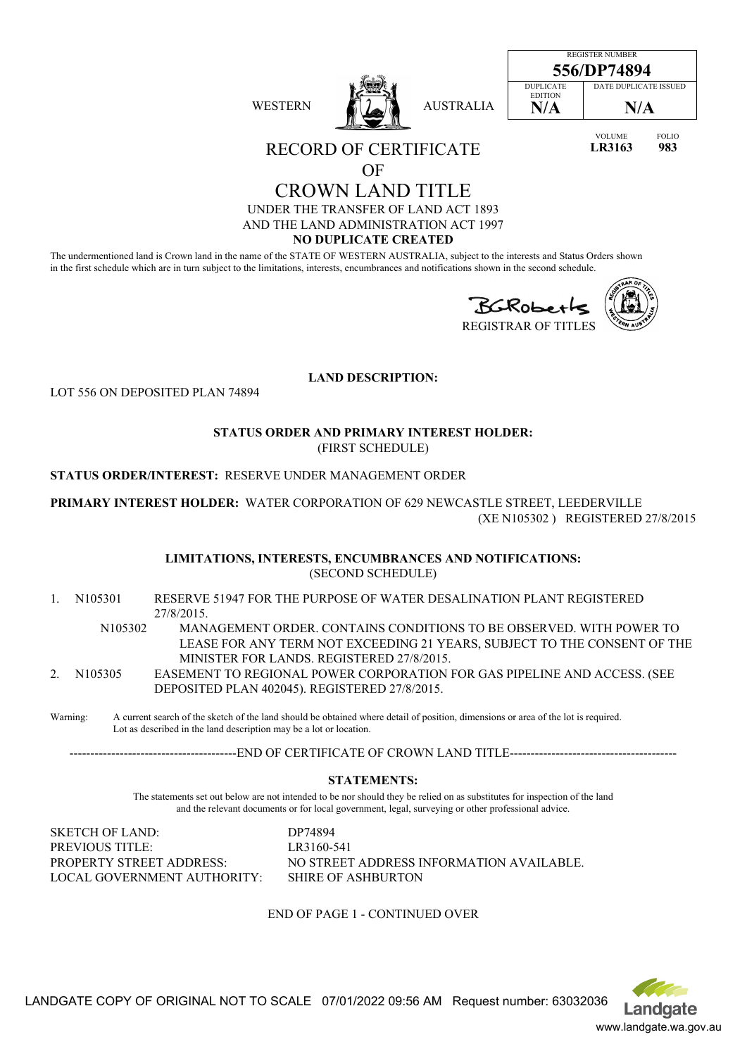| REGISTER NUMBER | |
|---|---|
| **556/DP74894** | |
| DUPLICATE EDITION | DATE DUPLICATE ISSUED |
| **N/A** | **N/A** |

WESTERN AUSTRALIA

| VOLUME | FOLIO |
|---|---|
| **LR3163** | **983** |

# RECORD OF CERTIFICATE OF CROWN LAND TITLE

UNDER THE TRANSFER OF LAND ACT 1893
AND THE LAND ADMINISTRATION ACT 1997

**NO DUPLICATE CREATED**

The undermentioned land is Crown land in the name of the STATE OF WESTERN AUSTRALIA, subject to the interests and Status Orders shown in the first schedule which are in turn subject to the limitations, interests, encumbrances and notifications shown in the second schedule.

BGRoberts
REGISTRAR OF TITLES

**LAND DESCRIPTION:**

LOT 556 ON DEPOSITED PLAN 74894

**STATUS ORDER AND PRIMARY INTEREST HOLDER:**
(FIRST SCHEDULE)

**STATUS ORDER/INTEREST:** RESERVE UNDER MANAGEMENT ORDER

**PRIMARY INTEREST HOLDER:** WATER CORPORATION OF 629 NEWCASTLE STREET, LEEDERVILLE
(XE N105302 ) REGISTERED 27/8/2015

**LIMITATIONS, INTERESTS, ENCUMBRANCES AND NOTIFICATIONS:**
(SECOND SCHEDULE)

1. N105301 RESERVE 51947 FOR THE PURPOSE OF WATER DESALINATION PLANT REGISTERED 27/8/2015.
   N105302 MANAGEMENT ORDER. CONTAINS CONDITIONS TO BE OBSERVED. WITH POWER TO LEASE FOR ANY TERM NOT EXCEEDING 21 YEARS, SUBJECT TO THE CONSENT OF THE MINISTER FOR LANDS. REGISTERED 27/8/2015.
2. N105305 EASEMENT TO REGIONAL POWER CORPORATION FOR GAS PIPELINE AND ACCESS. (SEE DEPOSITED PLAN 402045). REGISTERED 27/8/2015.

Warning: A current search of the sketch of the land should be obtained where detail of position, dimensions or area of the lot is required. Lot as described in the land description may be a lot or location.

----------------------------------------END OF CERTIFICATE OF CROWN LAND TITLE----------------------------------------

**STATEMENTS:**

The statements set out below are not intended to be nor should they be relied on as substitutes for inspection of the land and the relevant documents or for local government, legal, surveying or other professional advice.

| | |
|---|---|
| SKETCH OF LAND: | DP74894 |
| PREVIOUS TITLE: | LR3160-541 |
| PROPERTY STREET ADDRESS: | NO STREET ADDRESS INFORMATION AVAILABLE. |
| LOCAL GOVERNMENT AUTHORITY: | SHIRE OF ASHBURTON |

END OF PAGE 1 - CONTINUED OVER

LANDGATE COPY OF ORIGINAL NOT TO SCALE 07/01/2022 09:56 AM Request number: 63032036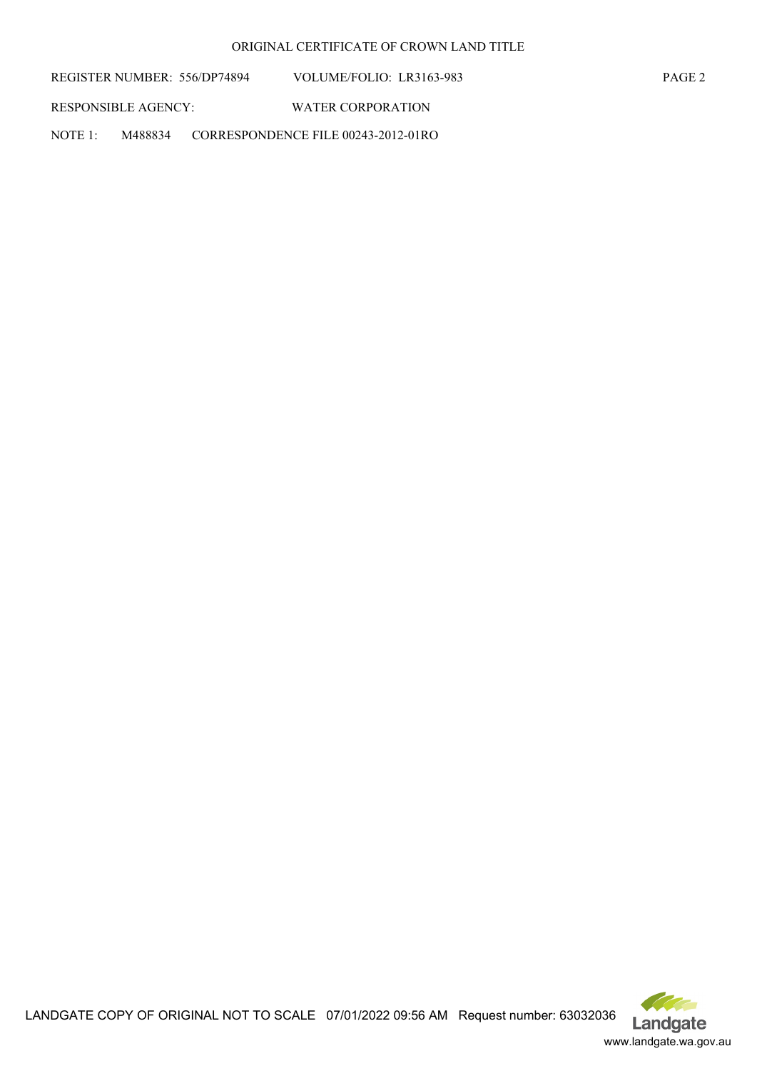ORIGINAL CERTIFICATE OF CROWN LAND TITLE

REGISTER NUMBER: 556/DP74894 VOLUME/FOLIO: LR3163-983

RESPONSIBLE AGENCY: WATER CORPORATION

NOTE 1: M488834 CORRESPONDENCE FILE 00243-2012-01RO

LANDGATE COPY OF ORIGINAL NOT TO SCALE 07/01/2022 09:56 AM Request number: 63032036